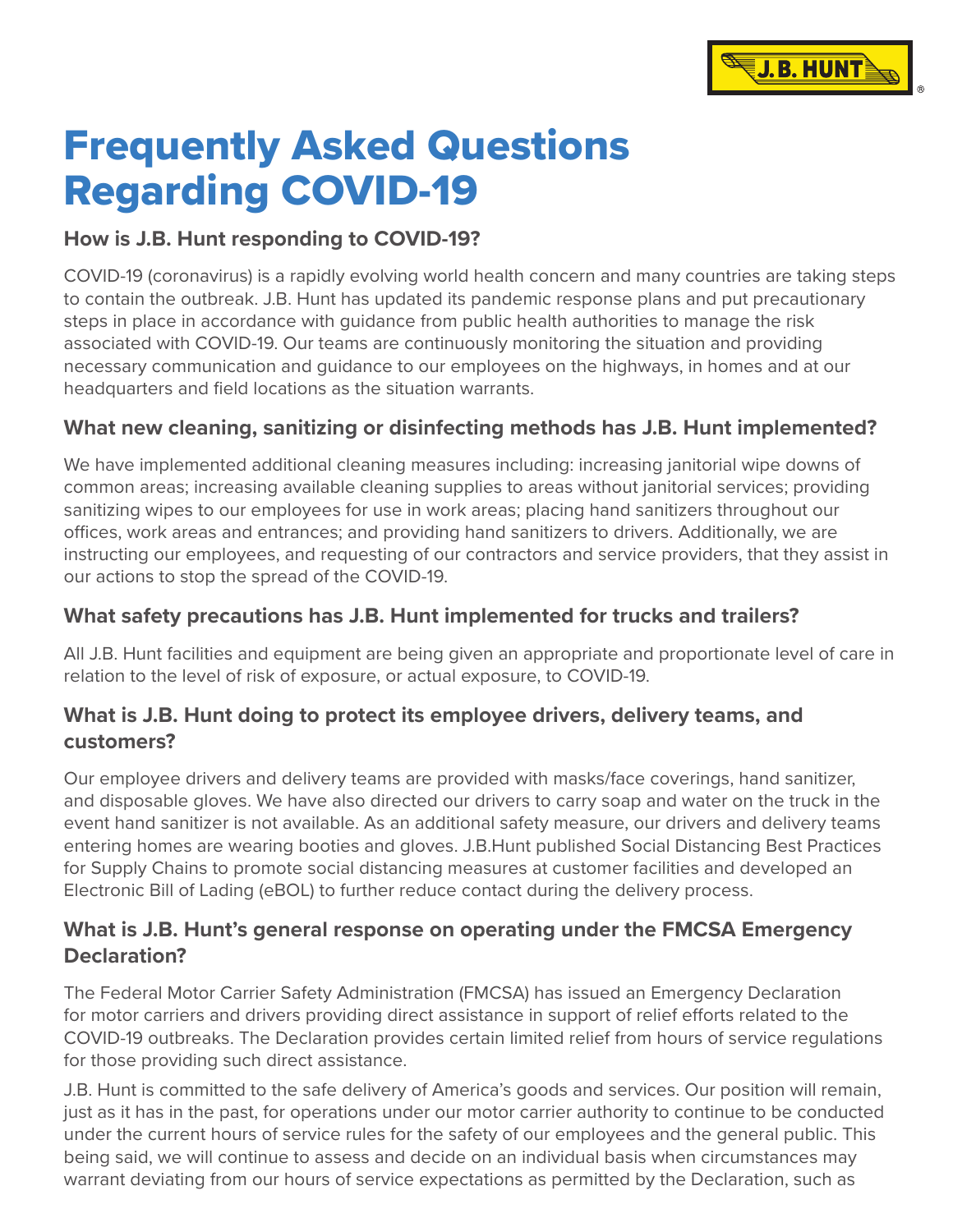# Frequently Asked Questions Regarding COVID-19

### How is J.B. Hunt responding to COVID-19?

COVID-19 (coronavirus) is a rapidly evolving world health concern and many countries are taking steps to contain the outbreak. J.B. Hunt has updated its pandemic response plans and put precautionary steps in place in accordance with guidance from public health authorities to manage the risk associated with COVID-19. Our teams are continuously monitoring the situation and providing necessary communication and guidance to our employees on the highways, in homes and at our headquarters and field locations as the situation warrants.

### What new cleaning, sanitizing or disinfecting methods has J.B. Hunt implemented?

We have implemented additional cleaning measures including: increasing janitorial wipe downs of common areas; increasing available cleaning supplies to areas without janitorial services; providing sanitizing wipes to our employees for use in work areas; placing hand sanitizers throughout our offices, work areas and entrances; and providing hand sanitizers to drivers. Additionally, we are instructing our employees, and requesting of our contractors and service providers, that they assist in our actions to stop the spread of the COVID-19.

### What safety precautions has J.B. Hunt implemented for trucks and trailers?

All J.B. Hunt facilities and equipment are being given an appropriate and proportionate level of care in relation to the level of risk of exposure, or actual exposure, to COVID-19.

### What is J.B. Hunt doing to protect its employee drivers, delivery teams, and customers?

Our employee drivers and delivery teams are provided with masks/face coverings, hand sanitizer, and disposable gloves. We have also directed our drivers to carry soap and water on the truck in the event hand sanitizer is not available. As an additional safety measure, our drivers and delivery teams entering homes are wearing booties and gloves. J.B.Hunt published Social Distancing Best Practices for Supply Chains to promote social distancing measures at customer facilities and developed an Electronic Bill of Lading (eBOL) to further reduce contact during the delivery process.

### What is J.B. Hunt's general response on operating under the FMCSA Emergency Declaration?

The Federal Motor Carrier Safety Administration (FMCSA) has issued an Emergency Declaration for motor carriers and drivers providing direct assistance in support of relief efforts related to the COVID-19 outbreaks. The Declaration provides certain limited relief from hours of service regulations for those providing such direct assistance.

J.B. Hunt is committed to the safe delivery of America's goods and services. Our position will remain, just as it has in the past, for operations under our motor carrier authority to continue to be conducted under the current hours of service rules for the safety of our employees and the general public. This being said, we will continue to assess and decide on an individual basis when circumstances may warrant deviating from our hours of service expectations as permitted by the Declaration, such as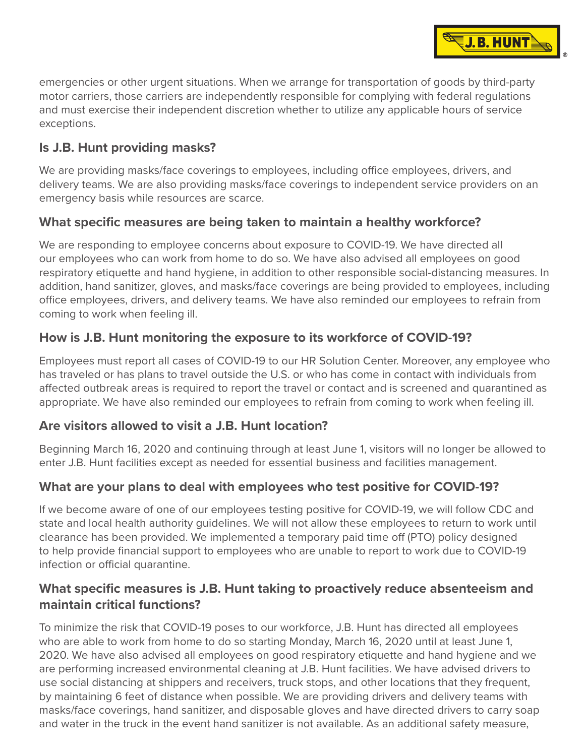emergencies or other urgent situations. When we arrange for transportation of goods by third-party motor carriers, those carriers are independently responsible for complying with federal regulations and must exercise their independent discretion whether to utilize any applicable hours of service exceptions.

## Is J.B. Hunt providing masks?

We are providing masks/face coverings to employees, including office employees, drivers, and delivery teams. We are also providing masks/face coverings to independent service providers on an emergency basis while resources are scarce.

## What specific measures are being taken to maintain a healthy workforce?

We are responding to employee concerns about exposure to COVID-19. We have directed all our employees who can work from home to do so. We have also advised all employees on good respiratory etiquette and hand hygiene, in addition to other responsible social-distancing measures. In addition, hand sanitizer, gloves, and masks/face coverings are being provided to employees, including office employees, drivers, and delivery teams. We have also reminded our employees to refrain from coming to work when feeling ill.

## How is J.B. Hunt monitoring the exposure to its workforce of COVID-19?

Employees must report all cases of COVID-19 to our HR Solution Center. Moreover, any employee who has traveled or has plans to travel outside the U.S. or who has come in contact with individuals from affected outbreak areas is required to report the travel or contact and is screened and quarantined as appropriate. We have also reminded our employees to refrain from coming to work when feeling ill.

## Are visitors allowed to visit a J.B. Hunt location?

Beginning March 16, 2020 and continuing through at least June 1, visitors will no longer be allowed to enter J.B. Hunt facilities except as needed for essential business and facilities management.

## What are your plans to deal with employees who test positive for COVID-19?

If we become aware of one of our employees testing positive for COVID-19, we will follow CDC and state and local health authority guidelines. We will not allow these employees to return to work until clearance has been provided. We implemented a temporary paid time off (PTO) policy designed to help provide financial support to employees who are unable to report to work due to COVID-19 infection or official quarantine.

## What specific measures is J.B. Hunt taking to proactively reduce absenteeism and maintain critical functions?

To minimize the risk that COVID-19 poses to our workforce, J.B. Hunt has directed all employees who are able to work from home to do so starting Monday, March 16, 2020 until at least June 1, 2020. We have also advised all employees on good respiratory etiquette and hand hygiene and we are performing increased environmental cleaning at J.B. Hunt facilities. We have advised drivers to use social distancing at shippers and receivers, truck stops, and other locations that they frequent, by maintaining 6 feet of distance when possible. We are providing drivers and delivery teams with masks/face coverings, hand sanitizer, and disposable gloves and have directed drivers to carry soap and water in the truck in the event hand sanitizer is not available. As an additional safety measure,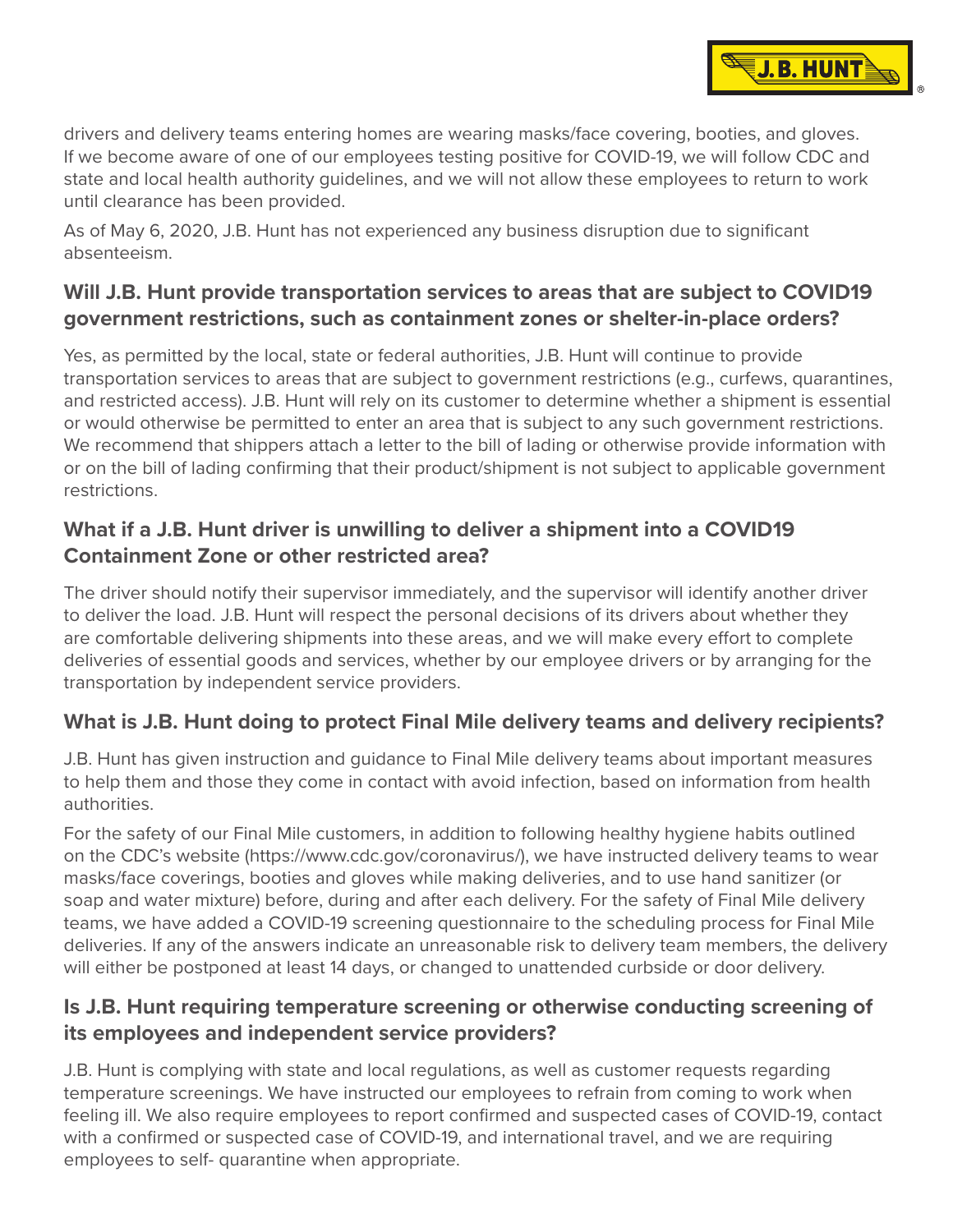drivers and delivery teams entering homes are wearing masks/face covering, booties, and gloves. If we become aware of one of our employees testing positive for COVID-19, we will follow CDC and state and local health authority guidelines, and we will not allow these employees to return to work until clearance has been provided.

As of May 6, 2020, J.B. Hunt has not experienced any business disruption due to significant absenteeism.

### Will J.B. Hunt provide transportation services to areas that are subject to COVID19 government restrictions, such as containment zones or shelter-in-place orders?

Yes, as permitted by the local, state or federal authorities, J.B. Hunt will continue to provide transportation services to areas that are subject to government restrictions (e.g., curfews, quarantines, and restricted access). J.B. Hunt will rely on its customer to determine whether a shipment is essential or would otherwise be permitted to enter an area that is subject to any such government restrictions. We recommend that shippers attach a letter to the bill of lading or otherwise provide information with or on the bill of lading confirming that their product/shipment is not subject to applicable government restrictions.

### What if a J.B. Hunt driver is unwilling to deliver a shipment into a COVID19 Containment Zone or other restricted area?

The driver should notify their supervisor immediately, and the supervisor will identify another driver to deliver the load. J.B. Hunt will respect the personal decisions of its drivers about whether they are comfortable delivering shipments into these areas, and we will make every effort to complete deliveries of essential goods and services, whether by our employee drivers or by arranging for the transportation by independent service providers.

### What is J.B. Hunt doing to protect Final Mile delivery teams and delivery recipients?

J.B. Hunt has given instruction and guidance to Final Mile delivery teams about important measures to help them and those they come in contact with avoid infection, based on information from health authorities.

For the safety of our Final Mile customers, in addition to following healthy hygiene habits outlined on the CDC's website (https://www.cdc.gov/coronavirus/), we have instructed delivery teams to wear masks/face coverings, booties and gloves while making deliveries, and to use hand sanitizer (or soap and water mixture) before, during and after each delivery. For the safety of Final Mile delivery teams, we have added a COVID-19 screening questionnaire to the scheduling process for Final Mile deliveries. If any of the answers indicate an unreasonable risk to delivery team members, the delivery will either be postponed at least 14 days, or changed to unattended curbside or door delivery.

### Is J.B. Hunt requiring temperature screening or otherwise conducting screening of its employees and independent service providers?

J.B. Hunt is complying with state and local regulations, as well as customer requests regarding temperature screenings. We have instructed our employees to refrain from coming to work when feeling ill. We also require employees to report confirmed and suspected cases of COVID-19, contact with a confirmed or suspected case of COVID-19, and international travel, and we are requiring employees to self- quarantine when appropriate.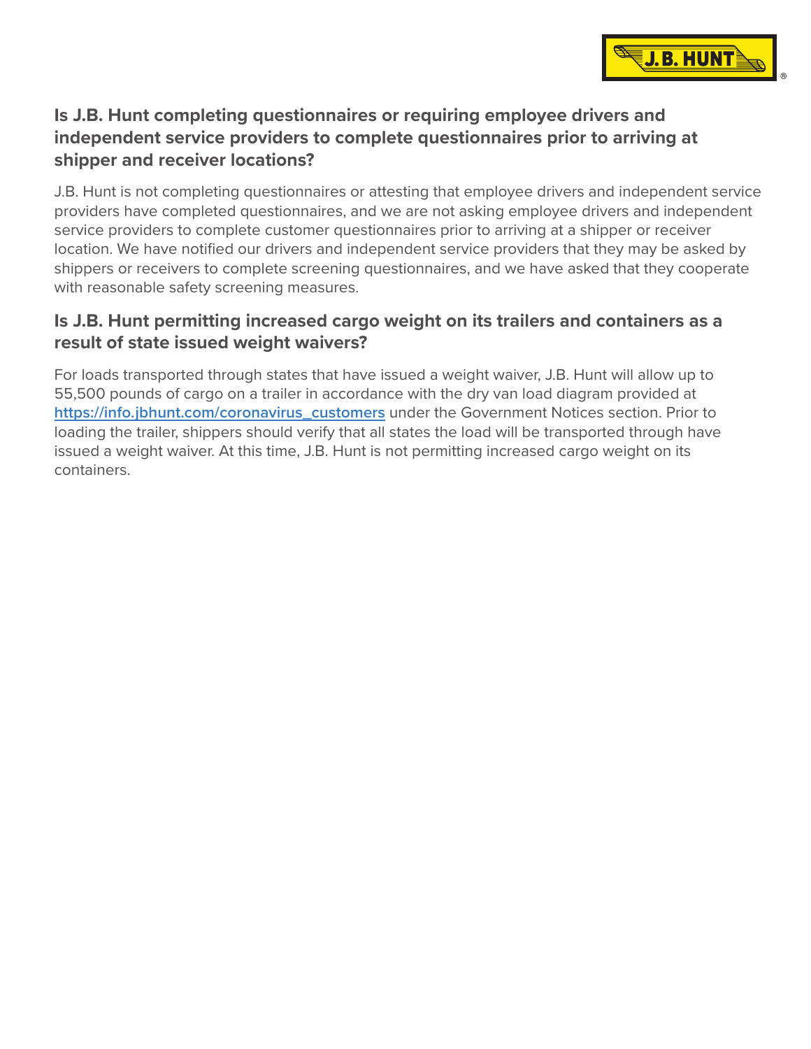## Is J.B. Hunt completing questionnaires or requiring employee drivers and independent service providers to complete questionnaires prior to arriving at shipper and receiver locations?

J.B. Hunt is not completing questionnaires or attesting that employee drivers and independent service providers have completed questionnaires, and we are not asking employee drivers and independent service providers to complete customer questionnaires prior to arriving at a shipper or receiver location. We have notified our drivers and independent service providers that they may be asked by shippers or receivers to complete screening questionnaires, and we have asked that they cooperate with reasonable safety screening measures.

## Is J.B. Hunt permitting increased cargo weight on its trailers and containers as a result of state issued weight waivers?

For loads transported through states that have issued a weight waiver, J.B. Hunt will allow up to 55,500 pounds of cargo on a trailer in accordance with the dry van load diagram provided at https://info.jbhunt.com/coronavirus_customers under the Government Notices section. Prior to loading the trailer, shippers should verify that all states the load will be transported through have issued a weight waiver. At this time, J.B. Hunt is not permitting increased cargo weight on its containers.